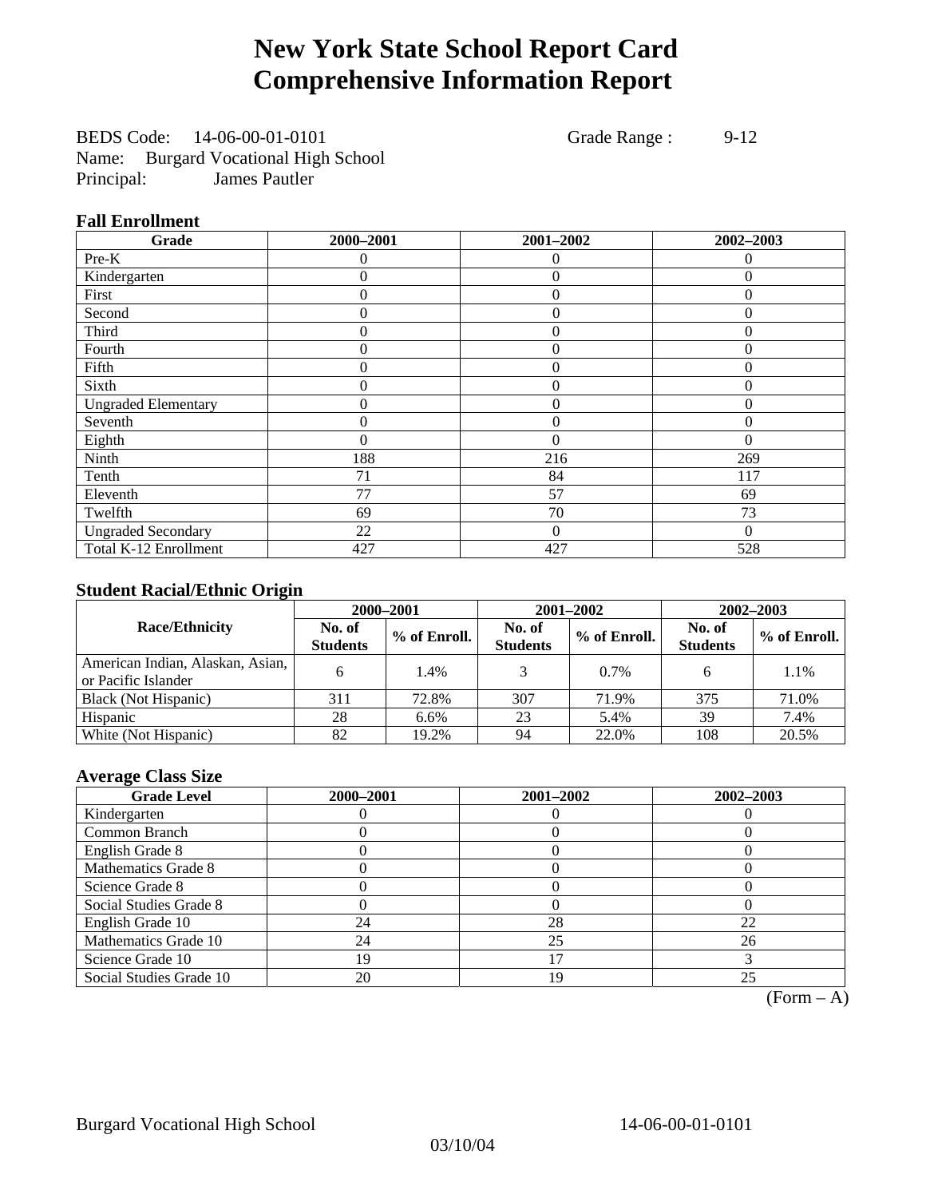# New York State School Report Card
# Comprehensive Information Report

BEDS Code: 14-06-00-01-0101    Grade Range : 9-12
Name: Burgard Vocational High School
Principal: James Pautler

### Fall Enrollment

| Grade | 2000–2001 | 2001–2002 | 2002–2003 |
|---|---|---|---|
| Pre-K | 0 | 0 | 0 |
| Kindergarten | 0 | 0 | 0 |
| First | 0 | 0 | 0 |
| Second | 0 | 0 | 0 |
| Third | 0 | 0 | 0 |
| Fourth | 0 | 0 | 0 |
| Fifth | 0 | 0 | 0 |
| Sixth | 0 | 0 | 0 |
| Ungraded Elementary | 0 | 0 | 0 |
| Seventh | 0 | 0 | 0 |
| Eighth | 0 | 0 | 0 |
| Ninth | 188 | 216 | 269 |
| Tenth | 71 | 84 | 117 |
| Eleventh | 77 | 57 | 69 |
| Twelfth | 69 | 70 | 73 |
| Ungraded Secondary | 22 | 0 | 0 |
| Total K-12 Enrollment | 427 | 427 | 528 |

### Student Racial/Ethnic Origin

| Race/Ethnicity | 2000–2001 | | 2001–2002 | | 2002–2003 | |
|---|---|---|---|---|---|---|
| | No. of Students | % of Enroll. | No. of Students | % of Enroll. | No. of Students | % of Enroll. |
| American Indian, Alaskan, Asian, or Pacific Islander | 6 | 1.4% | 3 | 0.7% | 6 | 1.1% |
| Black (Not Hispanic) | 311 | 72.8% | 307 | 71.9% | 375 | 71.0% |
| Hispanic | 28 | 6.6% | 23 | 5.4% | 39 | 7.4% |
| White (Not Hispanic) | 82 | 19.2% | 94 | 22.0% | 108 | 20.5% |

### Average Class Size

| Grade Level | 2000–2001 | 2001–2002 | 2002–2003 |
|---|---|---|---|
| Kindergarten | 0 | 0 | 0 |
| Common Branch | 0 | 0 | 0 |
| English Grade 8 | 0 | 0 | 0 |
| Mathematics Grade 8 | 0 | 0 | 0 |
| Science Grade 8 | 0 | 0 | 0 |
| Social Studies Grade 8 | 0 | 0 | 0 |
| English Grade 10 | 24 | 28 | 22 |
| Mathematics Grade 10 | 24 | 25 | 26 |
| Science Grade 10 | 19 | 17 | 3 |
| Social Studies Grade 10 | 20 | 19 | 25 |

(Form – A)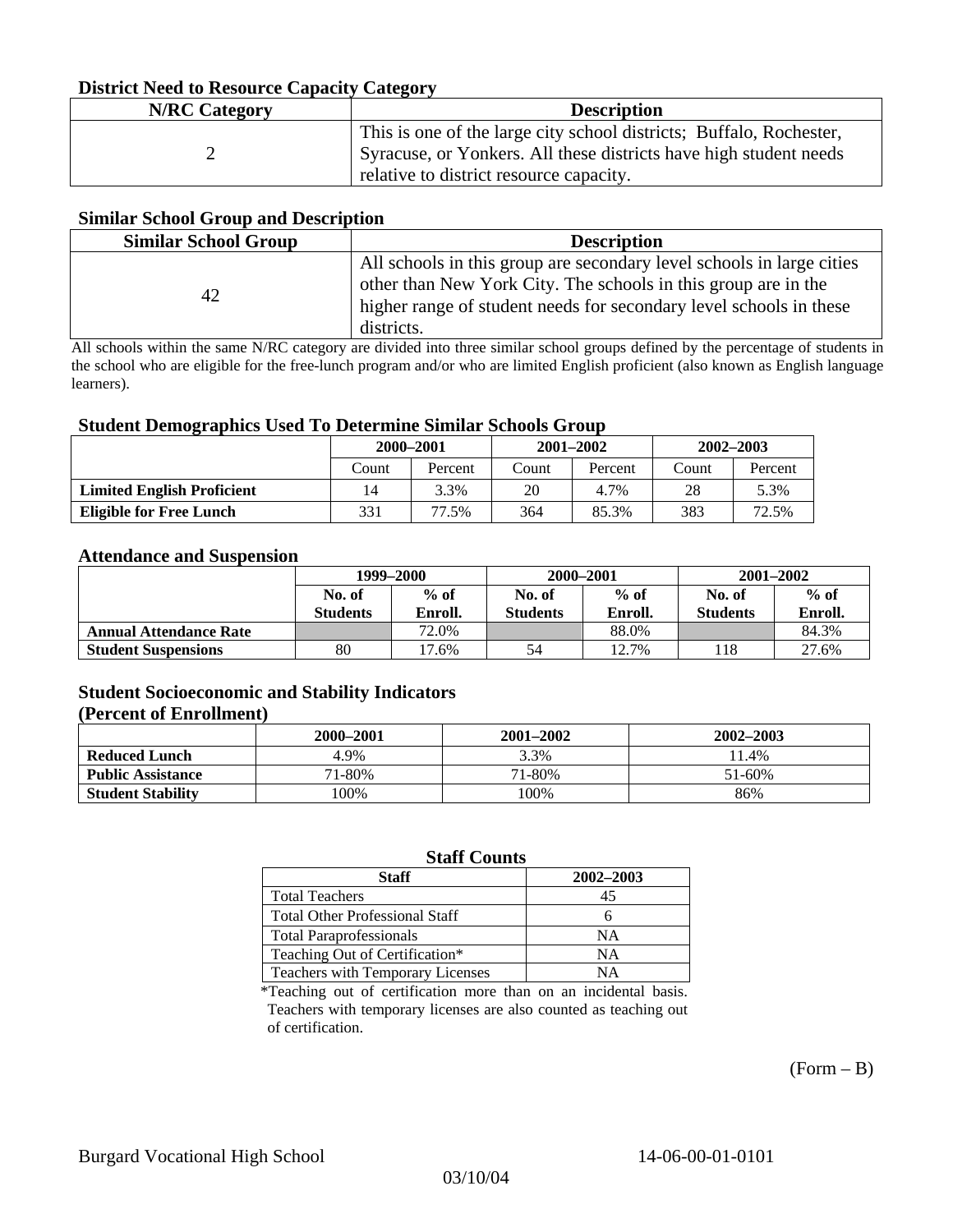### District Need to Resource Capacity Category

| N/RC Category | Description |
|---|---|
| 2 | This is one of the large city school districts; Buffalo, Rochester, Syracuse, or Yonkers. All these districts have high student needs relative to district resource capacity. |

### Similar School Group and Description

| Similar School Group | Description |
|---|---|
| 42 | All schools in this group are secondary level schools in large cities other than New York City. The schools in this group are in the higher range of student needs for secondary level schools in these districts. |

All schools within the same N/RC category are divided into three similar school groups defined by the percentage of students in the school who are eligible for the free-lunch program and/or who are limited English proficient (also known as English language learners).

### Student Demographics Used To Determine Similar Schools Group

| | 2000–2001 | | 2001–2002 | | 2002–2003 | |
|---|---|---|---|---|---|---|
| | Count | Percent | Count | Percent | Count | Percent |
| **Limited English Proficient** | 14 | 3.3% | 20 | 4.7% | 28 | 5.3% |
| **Eligible for Free Lunch** | 331 | 77.5% | 364 | 85.3% | 383 | 72.5% |

### Attendance and Suspension

| | 1999–2000 | | 2000–2001 | | 2001–2002 | |
|---|---|---|---|---|---|---|
| | No. of Students | % of Enroll. | No. of Students | % of Enroll. | No. of Students | % of Enroll. |
| **Annual Attendance Rate** | | 72.0% | | 88.0% | | 84.3% |
| **Student Suspensions** | 80 | 17.6% | 54 | 12.7% | 118 | 27.6% |

### Student Socioeconomic and Stability Indicators (Percent of Enrollment)

| | 2000–2001 | 2001–2002 | 2002–2003 |
|---|---|---|---|
| **Reduced Lunch** | 4.9% | 3.3% | 11.4% |
| **Public Assistance** | 71-80% | 71-80% | 51-60% |
| **Student Stability** | 100% | 100% | 86% |

### Staff Counts

| Staff | 2002–2003 |
|---|---|
| Total Teachers | 45 |
| Total Other Professional Staff | 6 |
| Total Paraprofessionals | NA |
| Teaching Out of Certification* | NA |
| Teachers with Temporary Licenses | NA |

*Teaching out of certification more than on an incidental basis. Teachers with temporary licenses are also counted as teaching out of certification.

(Form – B)

Burgard Vocational High School 14-06-00-01-0101

03/10/04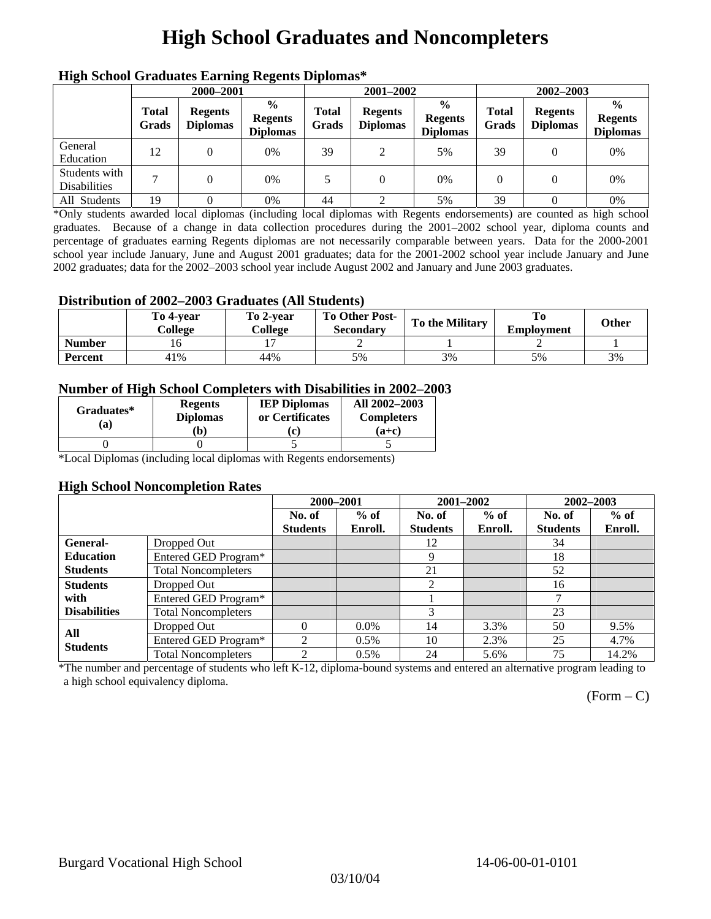# High School Graduates and Noncompleters

### High School Graduates Earning Regents Diplomas*

| | 2000–2001 | | | 2001–2002 | | | 2002–2003 | | |
|---|---|---|---|---|---|---|---|---|---|
| | **Total Grads** | **Regents Diplomas** | **% Regents Diplomas** | **Total Grads** | **Regents Diplomas** | **% Regents Diplomas** | **Total Grads** | **Regents Diplomas** | **% Regents Diplomas** |
| General Education | 12 | 0 | 0% | 39 | 2 | 5% | 39 | 0 | 0% |
| Students with Disabilities | 7 | 0 | 0% | 5 | 0 | 0% | 0 | 0 | 0% |
| All Students | 19 | 0 | 0% | 44 | 2 | 5% | 39 | 0 | 0% |

*Only students awarded local diplomas (including local diplomas with Regents endorsements) are counted as high school graduates. Because of a change in data collection procedures during the 2001–2002 school year, diploma counts and percentage of graduates earning Regents diplomas are not necessarily comparable between years. Data for the 2000-2001 school year include January, June and August 2001 graduates; data for the 2001-2002 school year include January and June 2002 graduates; data for the 2002–2003 school year include August 2002 and January and June 2003 graduates.

### Distribution of 2002–2003 Graduates (All Students)

| | To 4-year College | To 2-year College | To Other Post-Secondary | To the Military | To Employment | Other |
|---|---|---|---|---|---|---|
| **Number** | 16 | 17 | 2 | 1 | 2 | 1 |
| **Percent** | 41% | 44% | 5% | 3% | 5% | 3% |

### Number of High School Completers with Disabilities in 2002–2003

| Graduates* (a) | Regents Diplomas (b) | IEP Diplomas or Certificates (c) | All 2002–2003 Completers (a+c) |
|---|---|---|---|
| 0 | 0 | 5 | 5 |

*Local Diplomas (including local diplomas with Regents endorsements)

### High School Noncompletion Rates

| | | 2000–2001 | | 2001–2002 | | 2002–2003 | |
|---|---|---|---|---|---|---|---|
| | | **No. of Students** | **% of Enroll.** | **No. of Students** | **% of Enroll.** | **No. of Students** | **% of Enroll.** |
| **General-Education Students** | Dropped Out | | | 12 | | 34 | |
| | Entered GED Program* | | | 9 | | 18 | |
| | Total Noncompleters | | | 21 | | 52 | |
| **Students with Disabilities** | Dropped Out | | | 2 | | 16 | |
| | Entered GED Program* | | | 1 | | 7 | |
| | Total Noncompleters | | | 3 | | 23 | |
| **All Students** | Dropped Out | 0 | 0.0% | 14 | 3.3% | 50 | 9.5% |
| | Entered GED Program* | 2 | 0.5% | 10 | 2.3% | 25 | 4.7% |
| | Total Noncompleters | 2 | 0.5% | 24 | 5.6% | 75 | 14.2% |

*The number and percentage of students who left K-12, diploma-bound systems and entered an alternative program leading to a high school equivalency diploma.

(Form – C)

Burgard Vocational High School 14-06-00-01-0101

03/10/04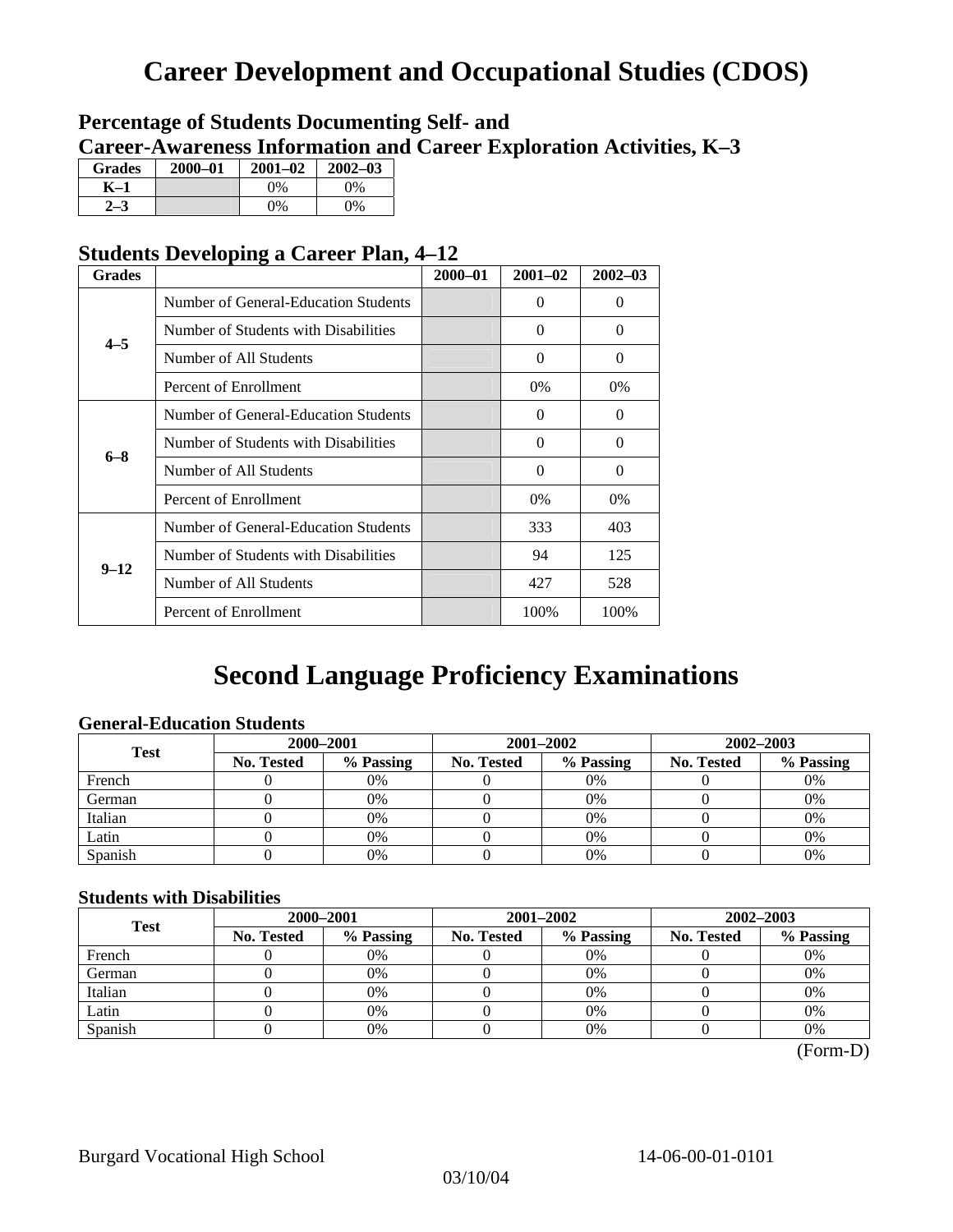# Career Development and Occupational Studies (CDOS)

## Percentage of Students Documenting Self- and Career-Awareness Information and Career Exploration Activities, K–3

| Grades | 2000–01 | 2001–02 | 2002–03 |
|---|---|---|---|
| K–1 | | 0% | 0% |
| 2–3 | | 0% | 0% |

## Students Developing a Career Plan, 4–12

| Grades | | 2000–01 | 2001–02 | 2002–03 |
|---|---|---|---|---|
| 4–5 | Number of General-Education Students | | 0 | 0 |
| | Number of Students with Disabilities | | 0 | 0 |
| | Number of All Students | | 0 | 0 |
| | Percent of Enrollment | | 0% | 0% |
| 6–8 | Number of General-Education Students | | 0 | 0 |
| | Number of Students with Disabilities | | 0 | 0 |
| | Number of All Students | | 0 | 0 |
| | Percent of Enrollment | | 0% | 0% |
| 9–12 | Number of General-Education Students | | 333 | 403 |
| | Number of Students with Disabilities | | 94 | 125 |
| | Number of All Students | | 427 | 528 |
| | Percent of Enrollment | | 100% | 100% |

# Second Language Proficiency Examinations

### General-Education Students

| Test | 2000–2001 | | 2001–2002 | | 2002–2003 | |
|---|---|---|---|---|---|---|
| | No. Tested | % Passing | No. Tested | % Passing | No. Tested | % Passing |
| French | 0 | 0% | 0 | 0% | 0 | 0% |
| German | 0 | 0% | 0 | 0% | 0 | 0% |
| Italian | 0 | 0% | 0 | 0% | 0 | 0% |
| Latin | 0 | 0% | 0 | 0% | 0 | 0% |
| Spanish | 0 | 0% | 0 | 0% | 0 | 0% |

### Students with Disabilities

| Test | 2000–2001 | | 2001–2002 | | 2002–2003 | |
|---|---|---|---|---|---|---|
| | No. Tested | % Passing | No. Tested | % Passing | No. Tested | % Passing |
| French | 0 | 0% | 0 | 0% | 0 | 0% |
| German | 0 | 0% | 0 | 0% | 0 | 0% |
| Italian | 0 | 0% | 0 | 0% | 0 | 0% |
| Latin | 0 | 0% | 0 | 0% | 0 | 0% |
| Spanish | 0 | 0% | 0 | 0% | 0 | 0% |

(Form-D)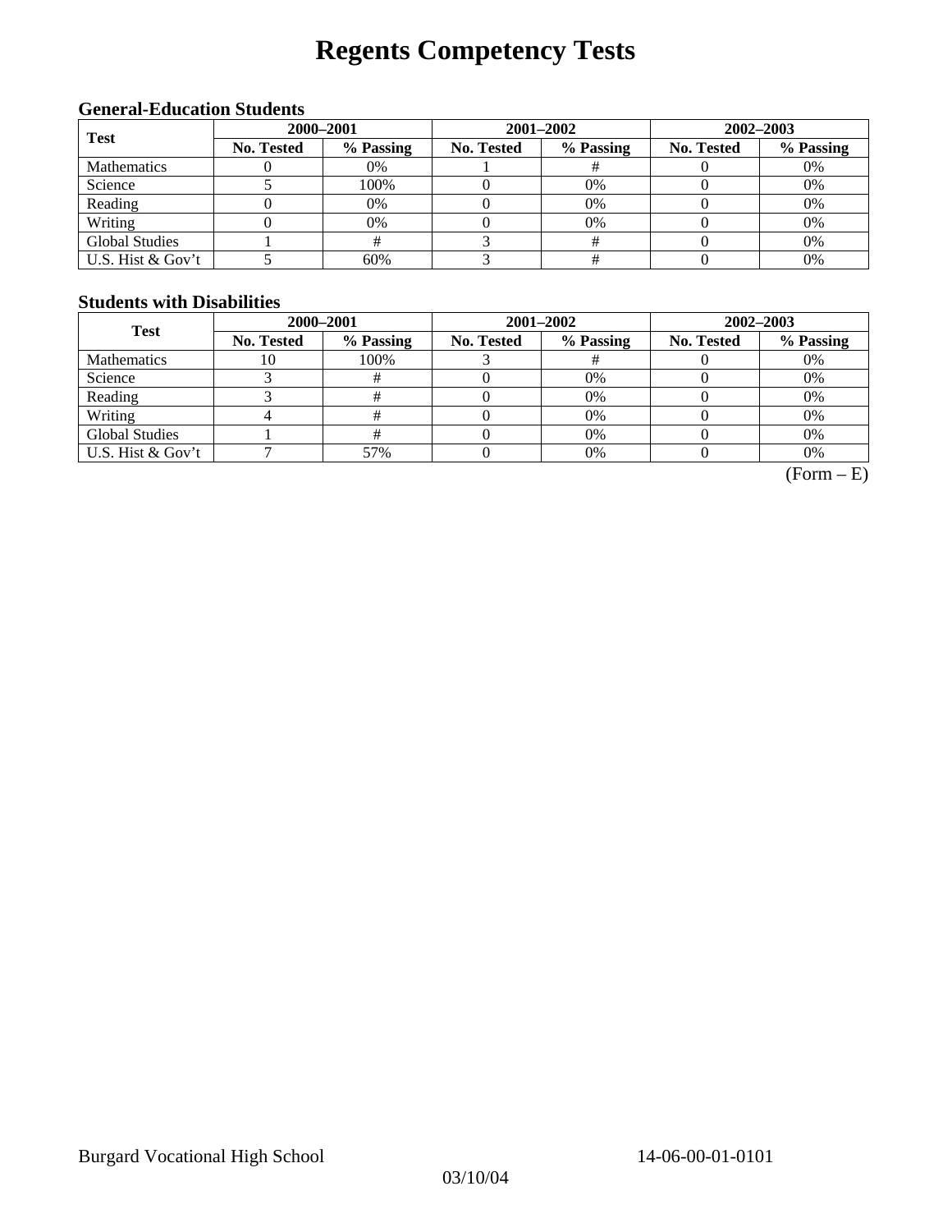# Regents Competency Tests

### General-Education Students

| Test | 2000–2001 | | 2001–2002 | | 2002–2003 | |
|---|---|---|---|---|---|---|
| | No. Tested | % Passing | No. Tested | % Passing | No. Tested | % Passing |
| Mathematics | 0 | 0% | 1 | # | 0 | 0% |
| Science | 5 | 100% | 0 | 0% | 0 | 0% |
| Reading | 0 | 0% | 0 | 0% | 0 | 0% |
| Writing | 0 | 0% | 0 | 0% | 0 | 0% |
| Global Studies | 1 | # | 3 | # | 0 | 0% |
| U.S. Hist & Gov't | 5 | 60% | 3 | # | 0 | 0% |

### Students with Disabilities

| Test | 2000–2001 | | 2001–2002 | | 2002–2003 | |
|---|---|---|---|---|---|---|
| | No. Tested | % Passing | No. Tested | % Passing | No. Tested | % Passing |
| Mathematics | 10 | 100% | 3 | # | 0 | 0% |
| Science | 3 | # | 0 | 0% | 0 | 0% |
| Reading | 3 | # | 0 | 0% | 0 | 0% |
| Writing | 4 | # | 0 | 0% | 0 | 0% |
| Global Studies | 1 | # | 0 | 0% | 0 | 0% |
| U.S. Hist & Gov't | 7 | 57% | 0 | 0% | 0 | 0% |

(Form – E)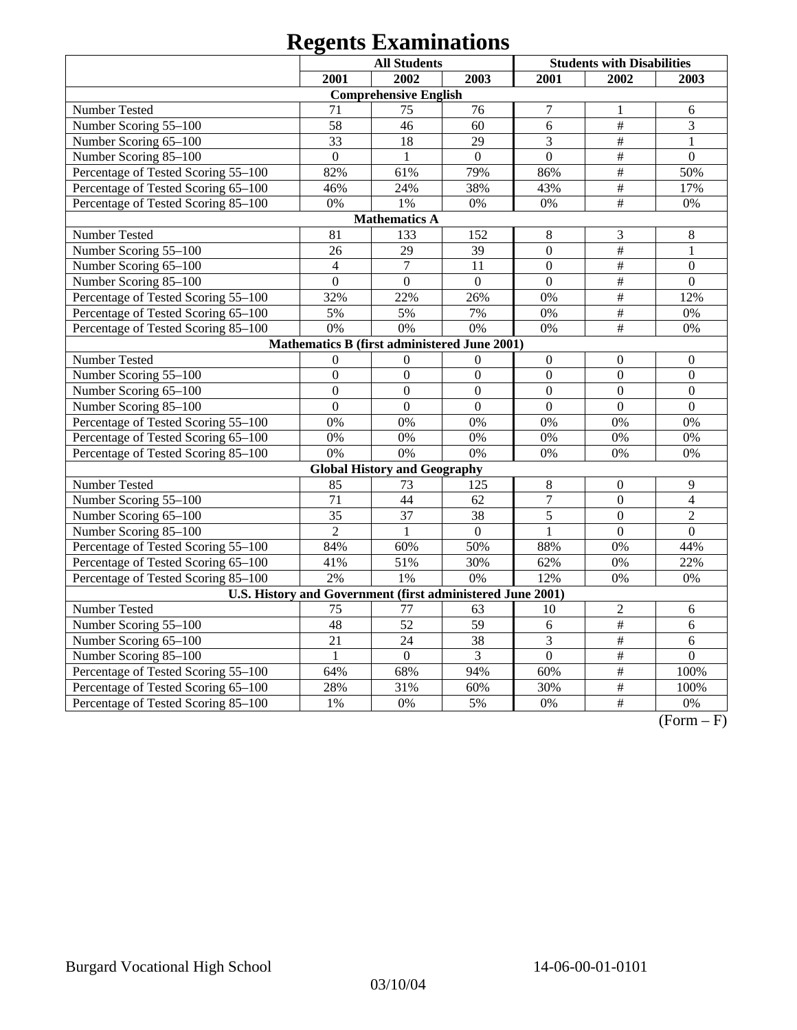# Regents Examinations

| | All Students | | | Students with Disabilities | | |
|---|---|---|---|---|---|---|
| | 2001 | 2002 | 2003 | 2001 | 2002 | 2003 |
| **Comprehensive English** | | | | | | |
| Number Tested | 71 | 75 | 76 | 7 | 1 | 6 |
| Number Scoring 55–100 | 58 | 46 | 60 | 6 | # | 3 |
| Number Scoring 65–100 | 33 | 18 | 29 | 3 | # | 1 |
| Number Scoring 85–100 | 0 | 1 | 0 | 0 | # | 0 |
| Percentage of Tested Scoring 55–100 | 82% | 61% | 79% | 86% | # | 50% |
| Percentage of Tested Scoring 65–100 | 46% | 24% | 38% | 43% | # | 17% |
| Percentage of Tested Scoring 85–100 | 0% | 1% | 0% | 0% | # | 0% |
| **Mathematics A** | | | | | | |
| Number Tested | 81 | 133 | 152 | 8 | 3 | 8 |
| Number Scoring 55–100 | 26 | 29 | 39 | 0 | # | 1 |
| Number Scoring 65–100 | 4 | 7 | 11 | 0 | # | 0 |
| Number Scoring 85–100 | 0 | 0 | 0 | 0 | # | 0 |
| Percentage of Tested Scoring 55–100 | 32% | 22% | 26% | 0% | # | 12% |
| Percentage of Tested Scoring 65–100 | 5% | 5% | 7% | 0% | # | 0% |
| Percentage of Tested Scoring 85–100 | 0% | 0% | 0% | 0% | # | 0% |
| **Mathematics B (first administered June 2001)** | | | | | | |
| Number Tested | 0 | 0 | 0 | 0 | 0 | 0 |
| Number Scoring 55–100 | 0 | 0 | 0 | 0 | 0 | 0 |
| Number Scoring 65–100 | 0 | 0 | 0 | 0 | 0 | 0 |
| Number Scoring 85–100 | 0 | 0 | 0 | 0 | 0 | 0 |
| Percentage of Tested Scoring 55–100 | 0% | 0% | 0% | 0% | 0% | 0% |
| Percentage of Tested Scoring 65–100 | 0% | 0% | 0% | 0% | 0% | 0% |
| Percentage of Tested Scoring 85–100 | 0% | 0% | 0% | 0% | 0% | 0% |
| **Global History and Geography** | | | | | | |
| Number Tested | 85 | 73 | 125 | 8 | 0 | 9 |
| Number Scoring 55–100 | 71 | 44 | 62 | 7 | 0 | 4 |
| Number Scoring 65–100 | 35 | 37 | 38 | 5 | 0 | 2 |
| Number Scoring 85–100 | 2 | 1 | 0 | 1 | 0 | 0 |
| Percentage of Tested Scoring 55–100 | 84% | 60% | 50% | 88% | 0% | 44% |
| Percentage of Tested Scoring 65–100 | 41% | 51% | 30% | 62% | 0% | 22% |
| Percentage of Tested Scoring 85–100 | 2% | 1% | 0% | 12% | 0% | 0% |
| **U.S. History and Government (first administered June 2001)** | | | | | | |
| Number Tested | 75 | 77 | 63 | 10 | 2 | 6 |
| Number Scoring 55–100 | 48 | 52 | 59 | 6 | # | 6 |
| Number Scoring 65–100 | 21 | 24 | 38 | 3 | # | 6 |
| Number Scoring 85–100 | 1 | 0 | 3 | 0 | # | 0 |
| Percentage of Tested Scoring 55–100 | 64% | 68% | 94% | 60% | # | 100% |
| Percentage of Tested Scoring 65–100 | 28% | 31% | 60% | 30% | # | 100% |
| Percentage of Tested Scoring 85–100 | 1% | 0% | 5% | 0% | # | 0% |

(Form – F)

Burgard Vocational High School 14-06-00-01-0101

03/10/04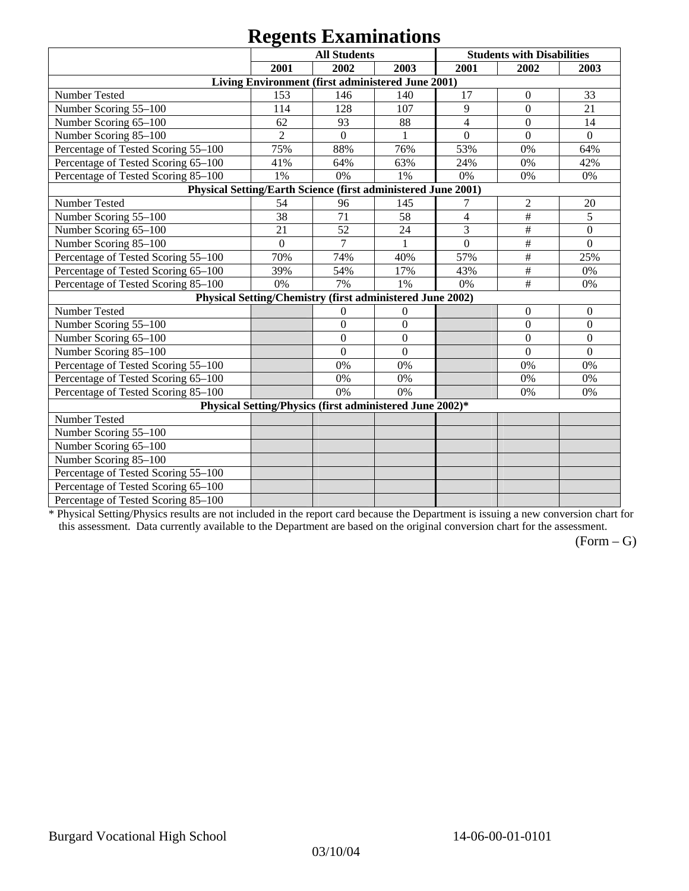# Regents Examinations

| | All Students | | | Students with Disabilities | | |
|---|---|---|---|---|---|---|
| | 2001 | 2002 | 2003 | 2001 | 2002 | 2003 |
| **Living Environment (first administered June 2001)** | | | | | | |
| Number Tested | 153 | 146 | 140 | 17 | 0 | 33 |
| Number Scoring 55–100 | 114 | 128 | 107 | 9 | 0 | 21 |
| Number Scoring 65–100 | 62 | 93 | 88 | 4 | 0 | 14 |
| Number Scoring 85–100 | 2 | 0 | 1 | 0 | 0 | 0 |
| Percentage of Tested Scoring 55–100 | 75% | 88% | 76% | 53% | 0% | 64% |
| Percentage of Tested Scoring 65–100 | 41% | 64% | 63% | 24% | 0% | 42% |
| Percentage of Tested Scoring 85–100 | 1% | 0% | 1% | 0% | 0% | 0% |
| **Physical Setting/Earth Science (first administered June 2001)** | | | | | | |
| Number Tested | 54 | 96 | 145 | 7 | 2 | 20 |
| Number Scoring 55–100 | 38 | 71 | 58 | 4 | # | 5 |
| Number Scoring 65–100 | 21 | 52 | 24 | 3 | # | 0 |
| Number Scoring 85–100 | 0 | 7 | 1 | 0 | # | 0 |
| Percentage of Tested Scoring 55–100 | 70% | 74% | 40% | 57% | # | 25% |
| Percentage of Tested Scoring 65–100 | 39% | 54% | 17% | 43% | # | 0% |
| Percentage of Tested Scoring 85–100 | 0% | 7% | 1% | 0% | # | 0% |
| **Physical Setting/Chemistry (first administered June 2002)** | | | | | | |
| Number Tested | | 0 | 0 | | 0 | 0 |
| Number Scoring 55–100 | | 0 | 0 | | 0 | 0 |
| Number Scoring 65–100 | | 0 | 0 | | 0 | 0 |
| Number Scoring 85–100 | | 0 | 0 | | 0 | 0 |
| Percentage of Tested Scoring 55–100 | | 0% | 0% | | 0% | 0% |
| Percentage of Tested Scoring 65–100 | | 0% | 0% | | 0% | 0% |
| Percentage of Tested Scoring 85–100 | | 0% | 0% | | 0% | 0% |
| **Physical Setting/Physics (first administered June 2002)*** | | | | | | |
| Number Tested | | | | | | |
| Number Scoring 55–100 | | | | | | |
| Number Scoring 65–100 | | | | | | |
| Number Scoring 85–100 | | | | | | |
| Percentage of Tested Scoring 55–100 | | | | | | |
| Percentage of Tested Scoring 65–100 | | | | | | |
| Percentage of Tested Scoring 85–100 | | | | | | |

* Physical Setting/Physics results are not included in the report card because the Department is issuing a new conversion chart for this assessment. Data currently available to the Department are based on the original conversion chart for the assessment.

(Form – G)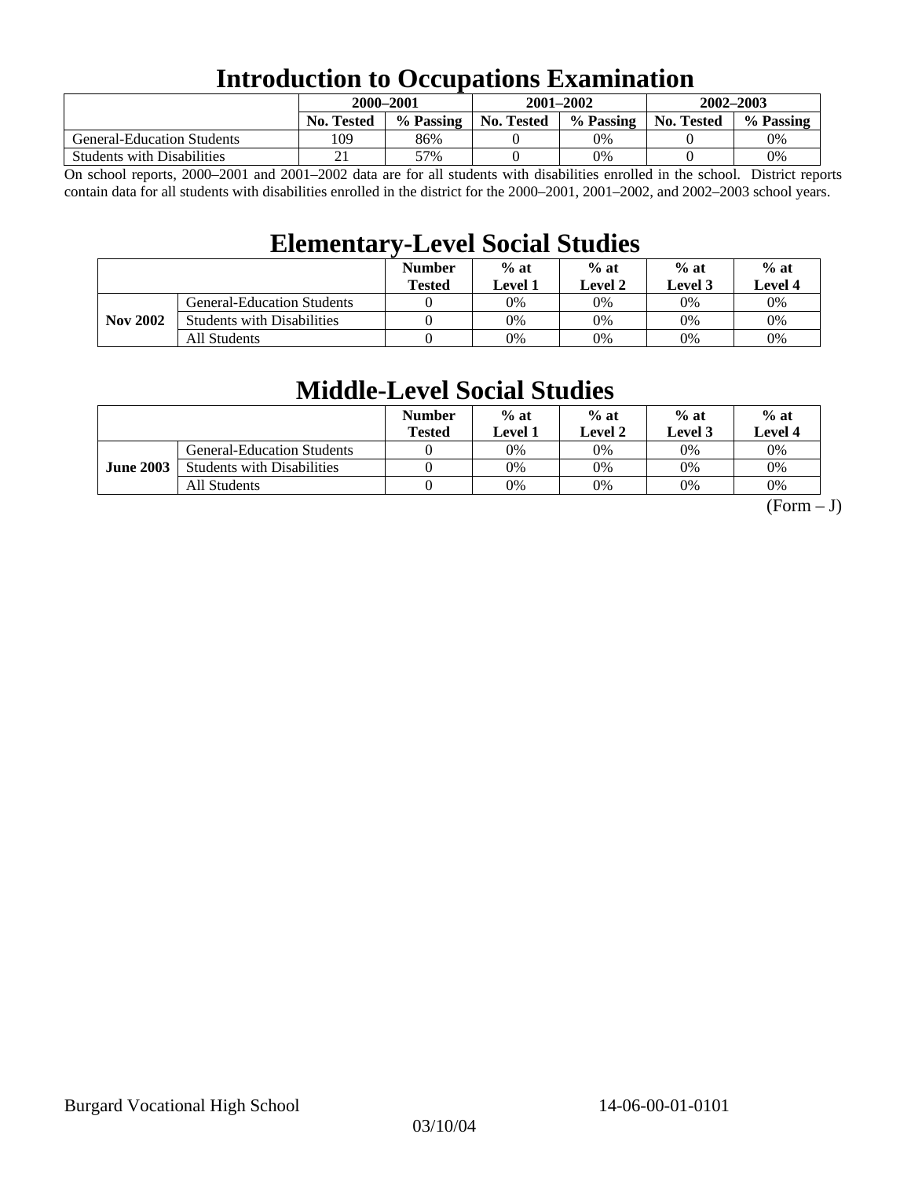# Introduction to Occupations Examination

| | 2000–2001 | | 2001–2002 | | 2002–2003 | |
|---|---|---|---|---|---|---|
| | No. Tested | % Passing | No. Tested | % Passing | No. Tested | % Passing |
| General-Education Students | 109 | 86% | 0 | 0% | 0 | 0% |
| Students with Disabilities | 21 | 57% | 0 | 0% | 0 | 0% |

On school reports, 2000–2001 and 2001–2002 data are for all students with disabilities enrolled in the school. District reports contain data for all students with disabilities enrolled in the district for the 2000–2001, 2001–2002, and 2002–2003 school years.

# Elementary-Level Social Studies

| | | Number Tested | % at Level 1 | % at Level 2 | % at Level 3 | % at Level 4 |
|---|---|---|---|---|---|---|
| **Nov 2002** | General-Education Students | 0 | 0% | 0% | 0% | 0% |
| | Students with Disabilities | 0 | 0% | 0% | 0% | 0% |
| | All Students | 0 | 0% | 0% | 0% | 0% |

# Middle-Level Social Studies

| | | Number Tested | % at Level 1 | % at Level 2 | % at Level 3 | % at Level 4 |
|---|---|---|---|---|---|---|
| **June 2003** | General-Education Students | 0 | 0% | 0% | 0% | 0% |
| | Students with Disabilities | 0 | 0% | 0% | 0% | 0% |
| | All Students | 0 | 0% | 0% | 0% | 0% |

(Form – J)

Burgard Vocational High School 14-06-00-01-0101

03/10/04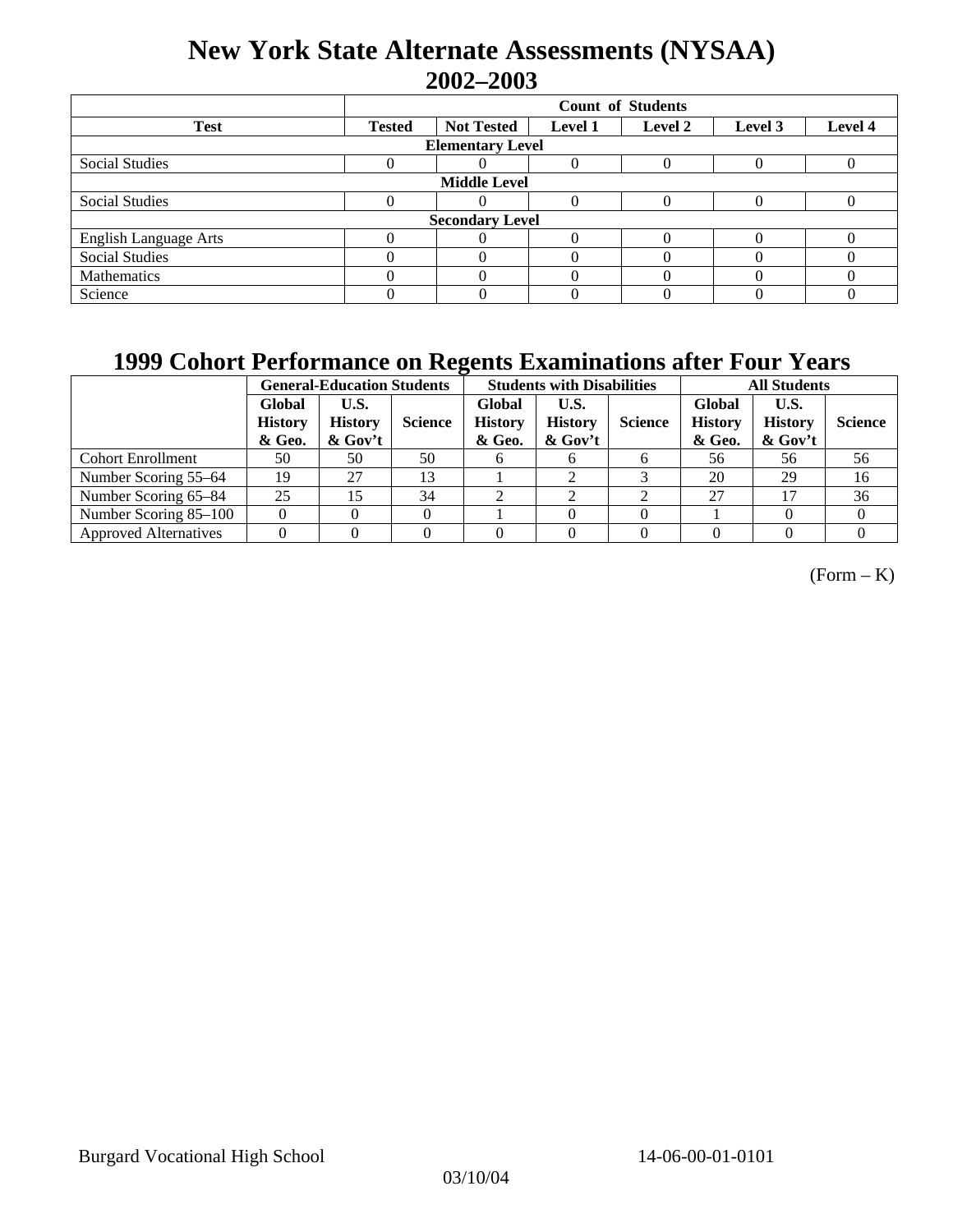# New York State Alternate Assessments (NYSAA)
## 2002–2003

| | Count of Students | | | | | |
|---|---|---|---|---|---|---|
| **Test** | **Tested** | **Not Tested** | **Level 1** | **Level 2** | **Level 3** | **Level 4** |
| **Elementary Level** | | | | | | |
| Social Studies | 0 | 0 | 0 | 0 | 0 | 0 |
| **Middle Level** | | | | | | |
| Social Studies | 0 | 0 | 0 | 0 | 0 | 0 |
| **Secondary Level** | | | | | | |
| English Language Arts | 0 | 0 | 0 | 0 | 0 | 0 |
| Social Studies | 0 | 0 | 0 | 0 | 0 | 0 |
| Mathematics | 0 | 0 | 0 | 0 | 0 | 0 |
| Science | 0 | 0 | 0 | 0 | 0 | 0 |

# 1999 Cohort Performance on Regents Examinations after Four Years

| | General-Education Students | | | Students with Disabilities | | | All Students | | |
|---|---|---|---|---|---|---|---|---|---|
| | **Global History & Geo.** | **U.S. History & Gov't** | **Science** | **Global History & Geo.** | **U.S. History & Gov't** | **Science** | **Global History & Geo.** | **U.S. History & Gov't** | **Science** |
| Cohort Enrollment | 50 | 50 | 50 | 6 | 6 | 6 | 56 | 56 | 56 |
| Number Scoring 55–64 | 19 | 27 | 13 | 1 | 2 | 3 | 20 | 29 | 16 |
| Number Scoring 65–84 | 25 | 15 | 34 | 2 | 2 | 2 | 27 | 17 | 36 |
| Number Scoring 85–100 | 0 | 0 | 0 | 1 | 0 | 0 | 1 | 0 | 0 |
| Approved Alternatives | 0 | 0 | 0 | 0 | 0 | 0 | 0 | 0 | 0 |

(Form – K)

Burgard Vocational High School 14-06-00-01-0101

03/10/04